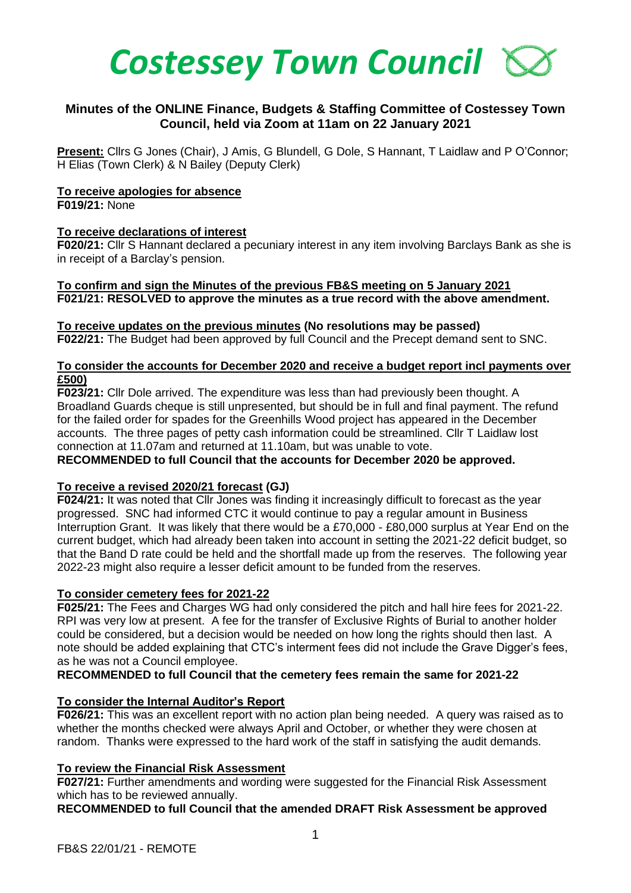# *Costessey Town Council*

## Minutes of the ONLINE Finance, Budgets & Staffing Committee of Costessey Town Council, held via Zoom at 11am on 22 January 2021

**Present:** Cllrs G Jones (Chair), J Amis, G Blundell, G Dole, S Hannant, T Laidlaw and P O'Connor; H Elias (Town Clerk) & N Bailey (Deputy Clerk)

**To receive apologies for absence**
**F019/21:** None

**To receive declarations of interest**
**F020/21:** Cllr S Hannant declared a pecuniary interest in any item involving Barclays Bank as she is in receipt of a Barclay's pension.

**To confirm and sign the Minutes of the previous FB&S meeting on 5 January 2021**
**F021/21: RESOLVED to approve the minutes as a true record with the above amendment.**

**To receive updates on the previous minutes** **(No resolutions may be passed)**
**F022/21:** The Budget had been approved by full Council and the Precept demand sent to SNC.

**To consider the accounts for December 2020 and receive a budget report incl payments over £500)**
**F023/21:** Cllr Dole arrived. The expenditure was less than had previously been thought. A Broadland Guards cheque is still unpresented, but should be in full and final payment. The refund for the failed order for spades for the Greenhills Wood project has appeared in the December accounts. The three pages of petty cash information could be streamlined. Cllr T Laidlaw lost connection at 11.07am and returned at 11.10am, but was unable to vote.
**RECOMMENDED to full Council that the accounts for December 2020 be approved.**

**To receive a revised 2020/21 forecast** **(GJ)**
**F024/21:** It was noted that Cllr Jones was finding it increasingly difficult to forecast as the year progressed. SNC had informed CTC it would continue to pay a regular amount in Business Interruption Grant. It was likely that there would be a £70,000 - £80,000 surplus at Year End on the current budget, which had already been taken into account in setting the 2021-22 deficit budget, so that the Band D rate could be held and the shortfall made up from the reserves. The following year 2022-23 might also require a lesser deficit amount to be funded from the reserves.

**To consider cemetery fees for 2021-22**
**F025/21:** The Fees and Charges WG had only considered the pitch and hall hire fees for 2021-22. RPI was very low at present. A fee for the transfer of Exclusive Rights of Burial to another holder could be considered, but a decision would be needed on how long the rights should then last. A note should be added explaining that CTC's interment fees did not include the Grave Digger's fees, as he was not a Council employee.
**RECOMMENDED to full Council that the cemetery fees remain the same for 2021-22**

**To consider the Internal Auditor's Report**
**F026/21:** This was an excellent report with no action plan being needed. A query was raised as to whether the months checked were always April and October, or whether they were chosen at random. Thanks were expressed to the hard work of the staff in satisfying the audit demands.

**To review the Financial Risk Assessment**
**F027/21:** Further amendments and wording were suggested for the Financial Risk Assessment which has to be reviewed annually.
**RECOMMENDED to full Council that the amended DRAFT Risk Assessment be approved**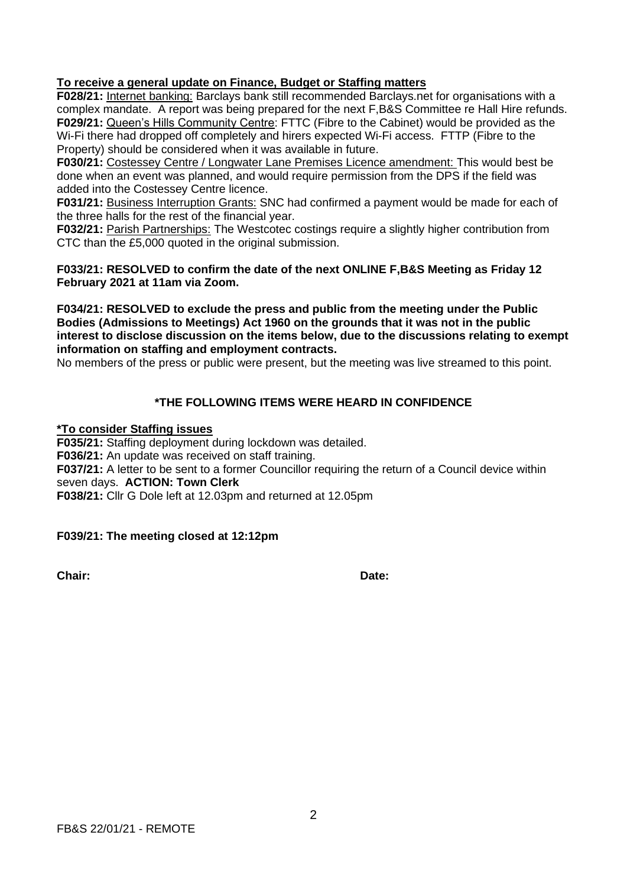**To receive a general update on Finance, Budget or Staffing matters**

**F028/21:** Internet banking: Barclays bank still recommended Barclays.net for organisations with a complex mandate. A report was being prepared for the next F,B&S Committee re Hall Hire refunds.

**F029/21:** Queen's Hills Community Centre: FTTC (Fibre to the Cabinet) would be provided as the Wi-Fi there had dropped off completely and hirers expected Wi-Fi access. FTTP (Fibre to the Property) should be considered when it was available in future.

**F030/21:** Costessey Centre / Longwater Lane Premises Licence amendment: This would best be done when an event was planned, and would require permission from the DPS if the field was added into the Costessey Centre licence.

**F031/21:** Business Interruption Grants: SNC had confirmed a payment would be made for each of the three halls for the rest of the financial year.

**F032/21:** Parish Partnerships: The Westcotec costings require a slightly higher contribution from CTC than the £5,000 quoted in the original submission.

**F033/21: RESOLVED to confirm the date of the next ONLINE F,B&S Meeting as Friday 12 February 2021 at 11am via Zoom.**

**F034/21: RESOLVED to exclude the press and public from the meeting under the Public Bodies (Admissions to Meetings) Act 1960 on the grounds that it was not in the public interest to disclose discussion on the items below, due to the discussions relating to exempt information on staffing and employment contracts.**

No members of the press or public were present, but the meeting was live streamed to this point.

**\*THE FOLLOWING ITEMS WERE HEARD IN CONFIDENCE**

**\*To consider Staffing issues**

**F035/21:** Staffing deployment during lockdown was detailed.

**F036/21:** An update was received on staff training.

**F037/21:** A letter to be sent to a former Councillor requiring the return of a Council device within seven days. **ACTION: Town Clerk**

**F038/21:** Cllr G Dole left at 12.03pm and returned at 12.05pm

**F039/21: The meeting closed at 12:12pm**

**Chair:** **Date:**